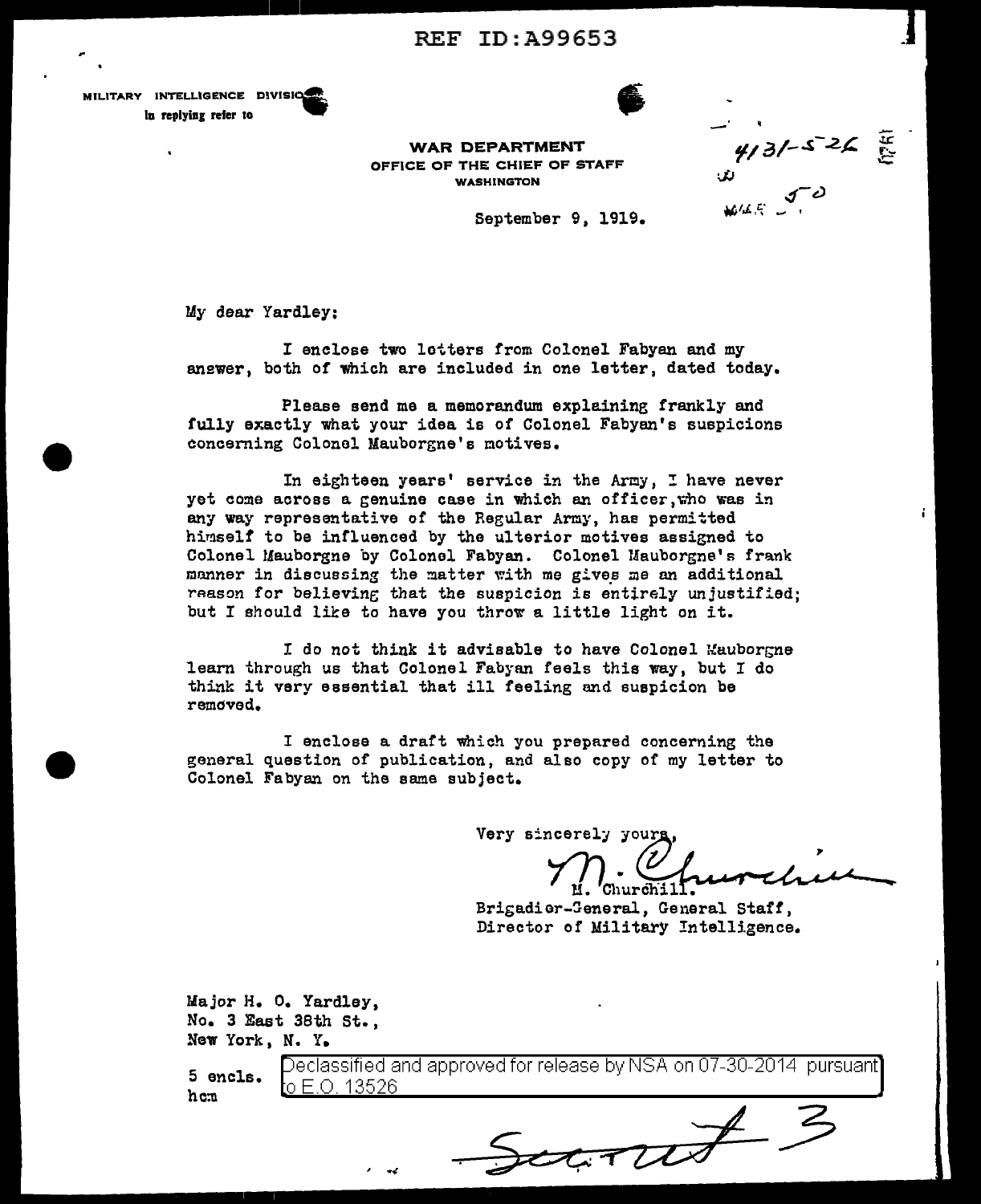REF ID:A99653

MILITARY INTELLIGENCE DIVISION
In replying refer to

4131-5-26

**WAR DEPARTMENT**
**OFFICE OF THE CHIEF OF STAFF**
**WASHINGTON**

September 9, 1919.

My dear Yardley:

I enclose two letters from Colonel Fabyan and my answer, both of which are included in one letter, dated today.

Please send me a memorandum explaining frankly and fully exactly what your idea is of Colonel Fabyan's suspicions concerning Colonel Mauborgne's motives.

In eighteen years' service in the Army, I have never yet come across a genuine case in which an officer, who was in any way representative of the Regular Army, has permitted himself to be influenced by the ulterior motives assigned to Colonel Mauborgne by Colonel Fabyan. Colonel Mauborgne's frank manner in discussing the matter with me gives me an additional reason for believing that the suspicion is entirely unjustified; but I should like to have you throw a little light on it.

I do not think it advisable to have Colonel Mauborgne learn through us that Colonel Fabyan feels this way, but I do think it very essential that ill feeling and suspicion be removed.

I enclose a draft which you prepared concerning the general question of publication, and also copy of my letter to Colonel Fabyan on the same subject.

Very sincerely yours,

M. Churchill.
Brigadier-General, General Staff,
Director of Military Intelligence.

Major H. O. Yardley,
No. 3 East 38th St.,
New York, N. Y.

5 encls.
hcm

Declassified and approved for release by NSA on 07-30-2014 pursuant to E.O. 13526

Secret #3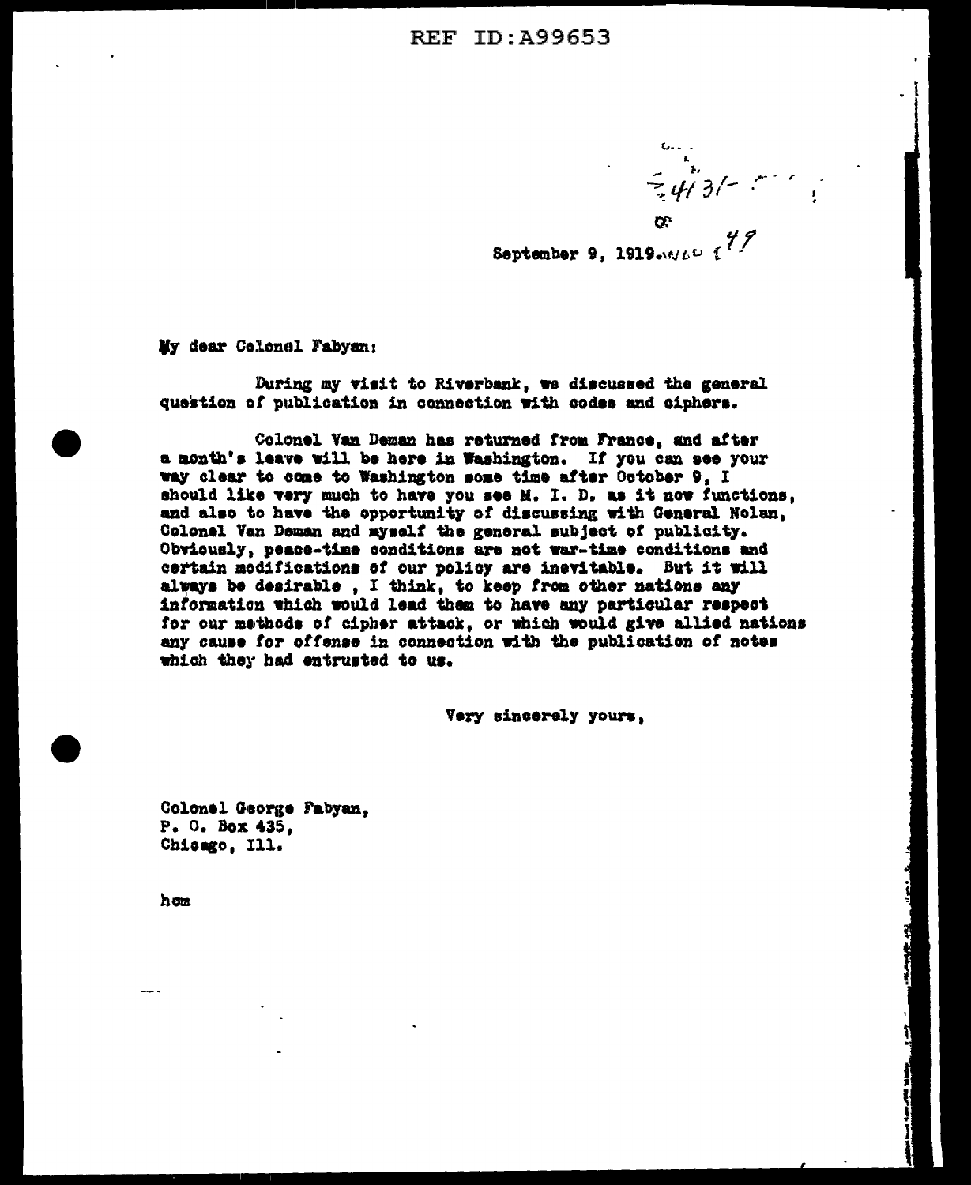September 9, 1919.

My dear Colonel Fabyan:

During my visit to Riverbank, we discussed the general question of publication in connection with codes and ciphers.

Colonel Van Deman has returned from France, and after a month's leave will be here in Washington. If you can see your way clear to come to Washington some time after October 9, I should like very much to have you see M. I. D. as it now functions, and also to have the opportunity of discussing with General Nolan, Colonel Van Deman and myself the general subject of publicity. Obviously, peace-time conditions are not war-time conditions and certain modifications of our policy are inevitable. But it will always be desirable , I think, to keep from other nations any information which would lead them to have any particular respect for our methods of cipher attack, or which would give allied nations any cause for offense in connection with the publication of notes which they had entrusted to us.

Very sincerely yours,

Colonel George Fabyan,
P. O. Box 435,
Chicago, Ill.

hcm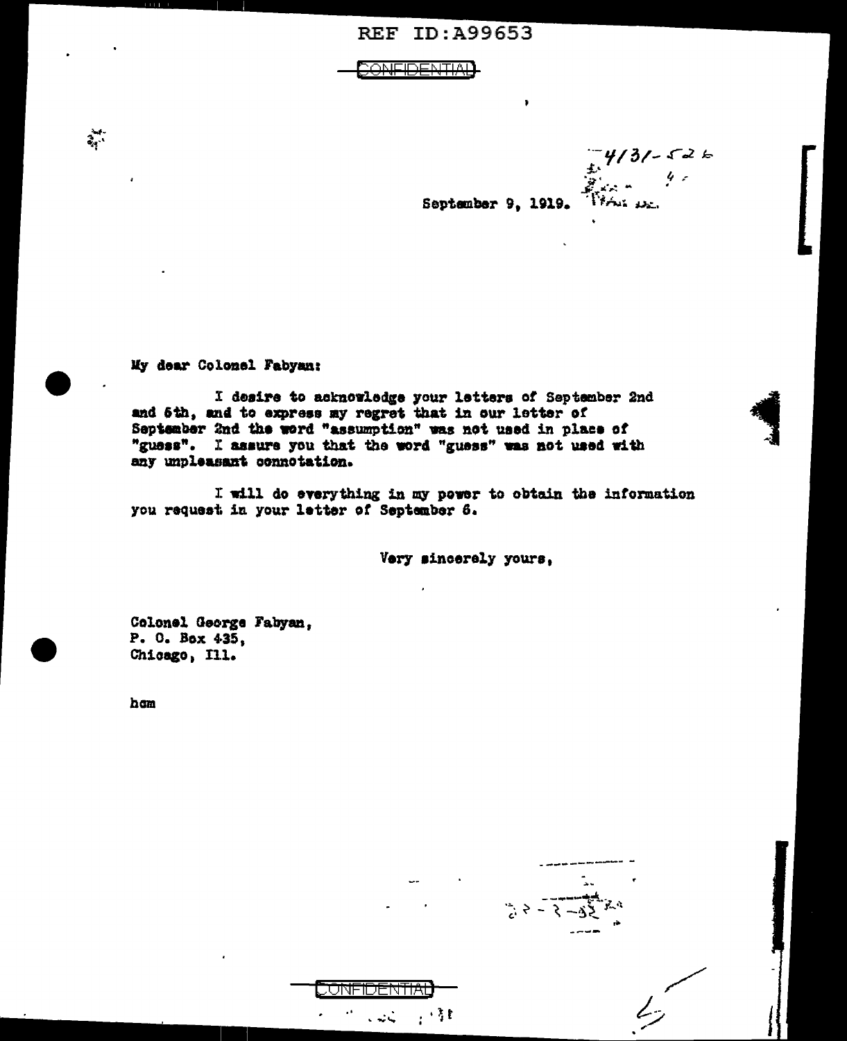CONFIDENTIAL

4131-526

September 9, 1919.

My dear Colonel Fabyan:

I desire to acknowledge your letters of September 2nd and 6th, and to express my regret that in our letter of September 2nd the word "assumption" was not used in place of "guess". I assure you that the word "guess" was not used with any unpleasant connotation.

I will do everything in my power to obtain the information you request in your letter of September 6.

Very sincerely yours,

Colonel George Fabyan,
P. O. Box 435,
Chicago, Ill.

hcm

CONFIDENTIAL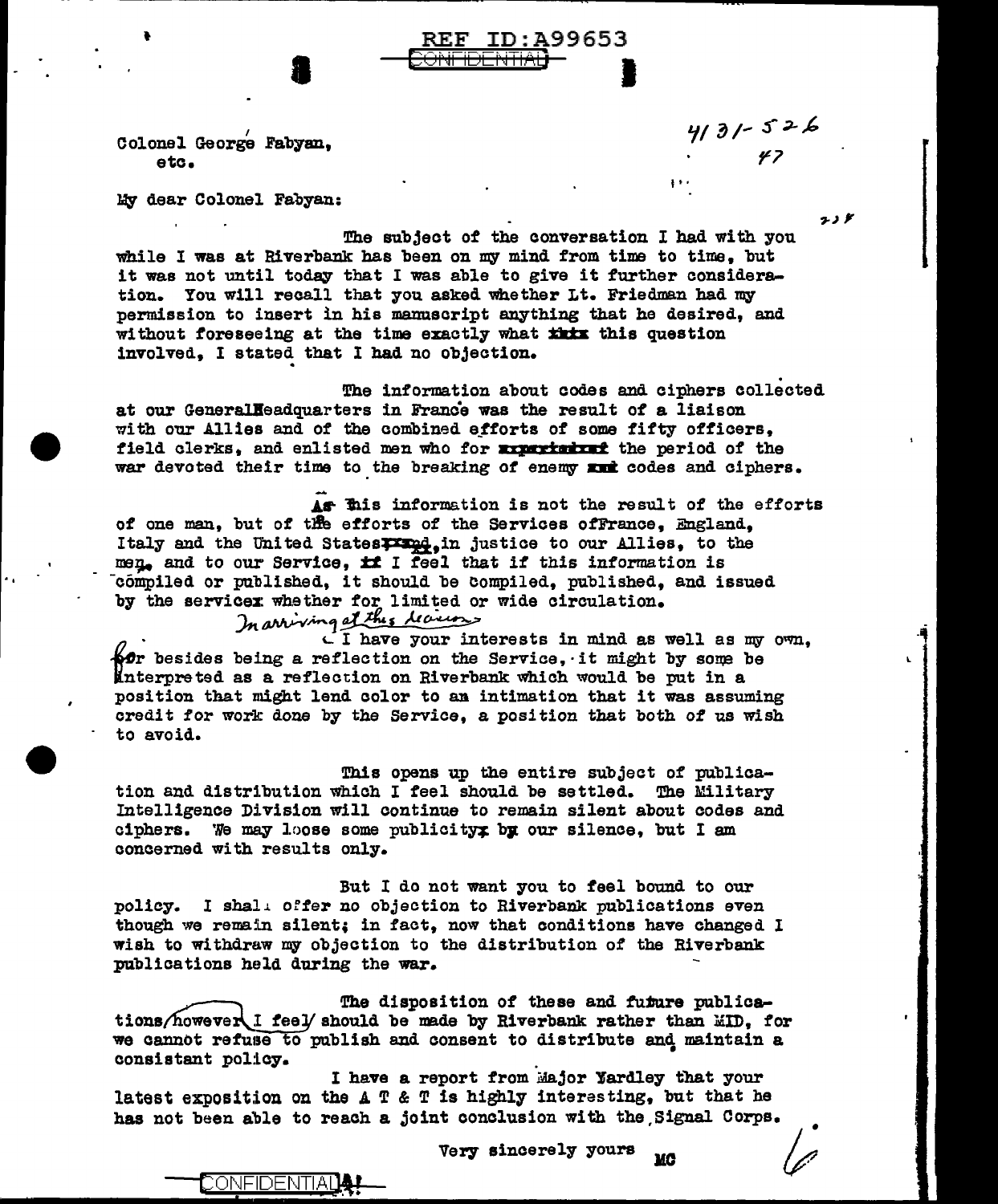REF ID:A99653

CONFIDENTIAL

Colonel George Fabyan,
etc.

4131-526
47

My dear Colonel Fabyan:

The subject of the conversation I had with you while I was at Riverbank has been on my mind from time to time, but it was not until today that I was able to give it further consideration. You will recall that you asked whether Lt. Friedman had my permission to insert in his manuscript anything that he desired, and without foreseeing at the time exactly what this question involved, I stated that I had no objection.

The information about codes and ciphers collected at our General Headquarters in France was the result of a liaison with our Allies and of the combined efforts of some fifty officers, field clerks, and enlisted men who for the period of the war devoted their time to the breaking of enemy codes and ciphers.

This information is not the result of the efforts of one man, but of the efforts of the Services of France, England, Italy and the United States, in justice to our Allies, to the men, and to our Service, I feel that if this information is compiled or published, it should be compiled, published, and issued by the service whether for limited or wide circulation.

In arriving at this decision I have your interests in mind as well as my own, for besides being a reflection on the Service, it might by some be interpreted as a reflection on Riverbank which would be put in a position that might lend color to an intimation that it was assuming credit for work done by the Service, a position that both of us wish to avoid.

This opens up the entire subject of publication and distribution which I feel should be settled. The Military Intelligence Division will continue to remain silent about codes and ciphers. We may loose some publicity by our silence, but I am concerned with results only.

But I do not want you to feel bound to our policy. I shall offer no objection to Riverbank publications even though we remain silent; in fact, now that conditions have changed I wish to withdraw my objection to the distribution of the Riverbank publications held during the war.

The disposition of these and future publications, however, I feel should be made by Riverbank rather than MID, for we cannot refuse to publish and consent to distribute and maintain a consistant policy.

I have a report from Major Yardley that your latest exposition on the A T & T is highly interesting, but that he has not been able to reach a joint conclusion with the Signal Corps.

Very sincerely yours MC

CONFIDENTIAL